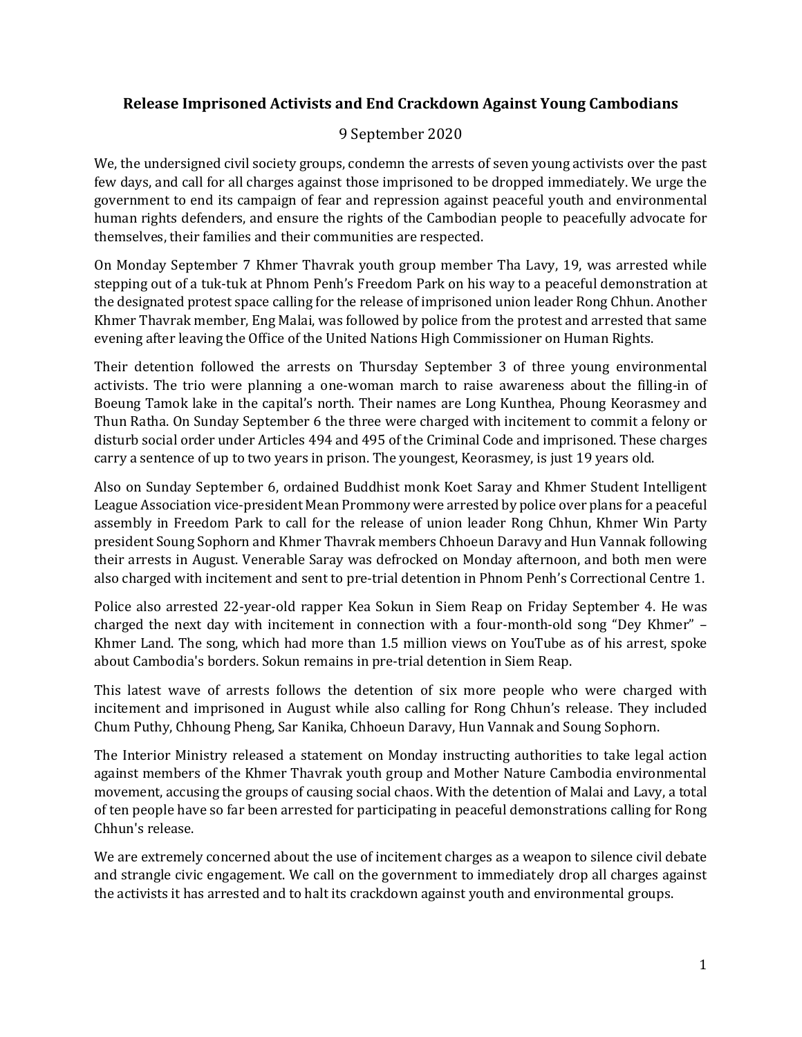# Release Imprisoned Activists and End Crackdown Against Young Cambodians

9 September 2020

We, the undersigned civil society groups, condemn the arrests of seven young activists over the past few days, and call for all charges against those imprisoned to be dropped immediately. We urge the government to end its campaign of fear and repression against peaceful youth and environmental human rights defenders, and ensure the rights of the Cambodian people to peacefully advocate for themselves, their families and their communities are respected.

On Monday September 7 Khmer Thavrak youth group member Tha Lavy, 19, was arrested while stepping out of a tuk-tuk at Phnom Penh's Freedom Park on his way to a peaceful demonstration at the designated protest space calling for the release of imprisoned union leader Rong Chhun. Another Khmer Thavrak member, Eng Malai, was followed by police from the protest and arrested that same evening after leaving the Office of the United Nations High Commissioner on Human Rights.

Their detention followed the arrests on Thursday September 3 of three young environmental activists. The trio were planning a one-woman march to raise awareness about the filling-in of Boeung Tamok lake in the capital's north. Their names are Long Kunthea, Phoung Keorasmey and Thun Ratha. On Sunday September 6 the three were charged with incitement to commit a felony or disturb social order under Articles 494 and 495 of the Criminal Code and imprisoned. These charges carry a sentence of up to two years in prison. The youngest, Keorasmey, is just 19 years old.

Also on Sunday September 6, ordained Buddhist monk Koet Saray and Khmer Student Intelligent League Association vice-president Mean Prommony were arrested by police over plans for a peaceful assembly in Freedom Park to call for the release of union leader Rong Chhun, Khmer Win Party president Soung Sophorn and Khmer Thavrak members Chhoeun Daravy and Hun Vannak following their arrests in August. Venerable Saray was defrocked on Monday afternoon, and both men were also charged with incitement and sent to pre-trial detention in Phnom Penh's Correctional Centre 1.

Police also arrested 22-year-old rapper Kea Sokun in Siem Reap on Friday September 4. He was charged the next day with incitement in connection with a four-month-old song "Dey Khmer" – Khmer Land. The song, which had more than 1.5 million views on YouTube as of his arrest, spoke about Cambodia's borders. Sokun remains in pre-trial detention in Siem Reap.

This latest wave of arrests follows the detention of six more people who were charged with incitement and imprisoned in August while also calling for Rong Chhun's release. They included Chum Puthy, Chhoung Pheng, Sar Kanika, Chhoeun Daravy, Hun Vannak and Soung Sophorn.

The Interior Ministry released a statement on Monday instructing authorities to take legal action against members of the Khmer Thavrak youth group and Mother Nature Cambodia environmental movement, accusing the groups of causing social chaos. With the detention of Malai and Lavy, a total of ten people have so far been arrested for participating in peaceful demonstrations calling for Rong Chhun's release.

We are extremely concerned about the use of incitement charges as a weapon to silence civil debate and strangle civic engagement. We call on the government to immediately drop all charges against the activists it has arrested and to halt its crackdown against youth and environmental groups.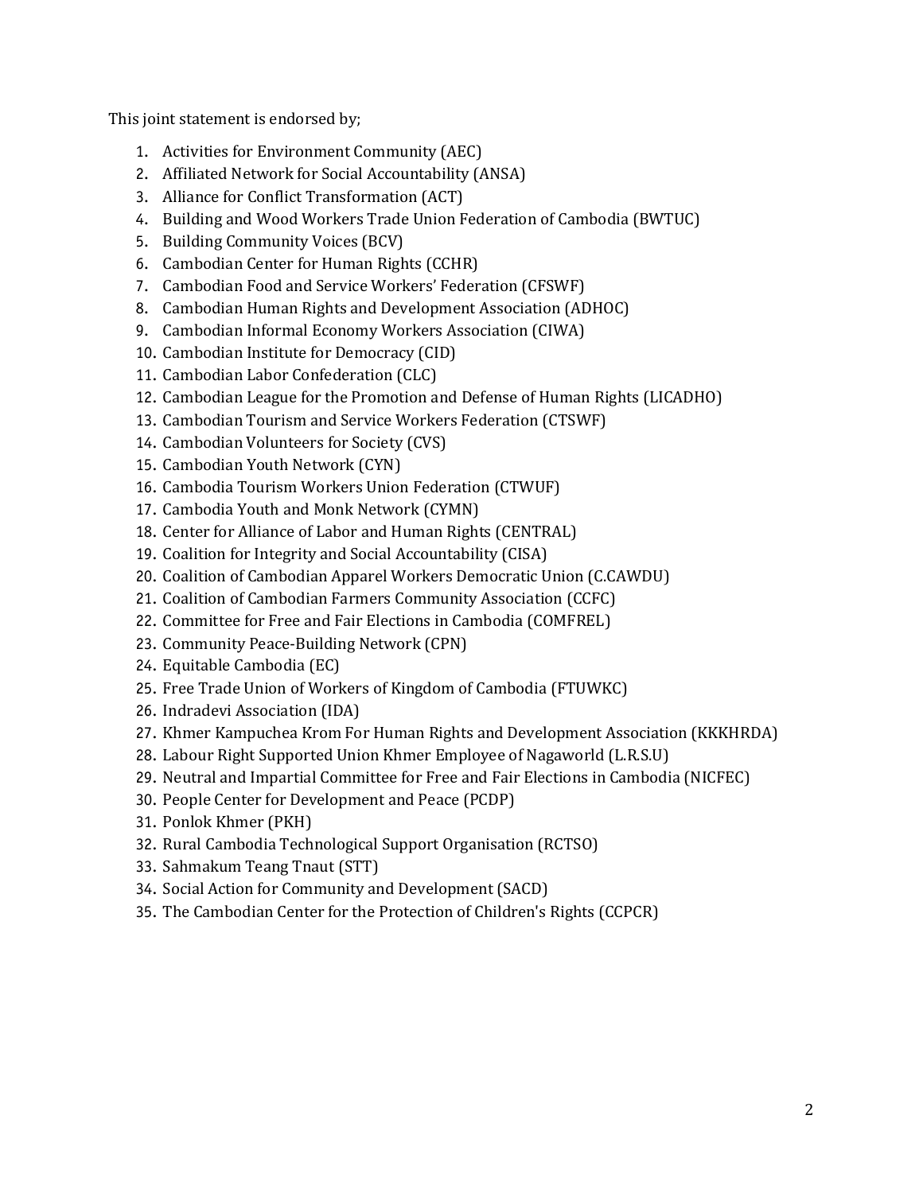This joint statement is endorsed by;

1. Activities for Environment Community (AEC)
2. Affiliated Network for Social Accountability (ANSA)
3. Alliance for Conflict Transformation (ACT)
4. Building and Wood Workers Trade Union Federation of Cambodia (BWTUC)
5. Building Community Voices (BCV)
6. Cambodian Center for Human Rights (CCHR)
7. Cambodian Food and Service Workers' Federation (CFSWF)
8. Cambodian Human Rights and Development Association (ADHOC)
9. Cambodian Informal Economy Workers Association (CIWA)
10. Cambodian Institute for Democracy (CID)
11. Cambodian Labor Confederation (CLC)
12. Cambodian League for the Promotion and Defense of Human Rights (LICADHO)
13. Cambodian Tourism and Service Workers Federation (CTSWF)
14. Cambodian Volunteers for Society (CVS)
15. Cambodian Youth Network (CYN)
16. Cambodia Tourism Workers Union Federation (CTWUF)
17. Cambodia Youth and Monk Network (CYMN)
18. Center for Alliance of Labor and Human Rights (CENTRAL)
19. Coalition for Integrity and Social Accountability (CISA)
20. Coalition of Cambodian Apparel Workers Democratic Union (C.CAWDU)
21. Coalition of Cambodian Farmers Community Association (CCFC)
22. Committee for Free and Fair Elections in Cambodia (COMFREL)
23. Community Peace-Building Network (CPN)
24. Equitable Cambodia (EC)
25. Free Trade Union of Workers of Kingdom of Cambodia (FTUWKC)
26. Indradevi Association (IDA)
27. Khmer Kampuchea Krom For Human Rights and Development Association (KKKHRDA)
28. Labour Right Supported Union Khmer Employee of Nagaworld (L.R.S.U)
29. Neutral and Impartial Committee for Free and Fair Elections in Cambodia (NICFEC)
30. People Center for Development and Peace (PCDP)
31. Ponlok Khmer (PKH)
32. Rural Cambodia Technological Support Organisation (RCTSO)
33. Sahmakum Teang Tnaut (STT)
34. Social Action for Community and Development (SACD)
35. The Cambodian Center for the Protection of Children's Rights (CCPCR)